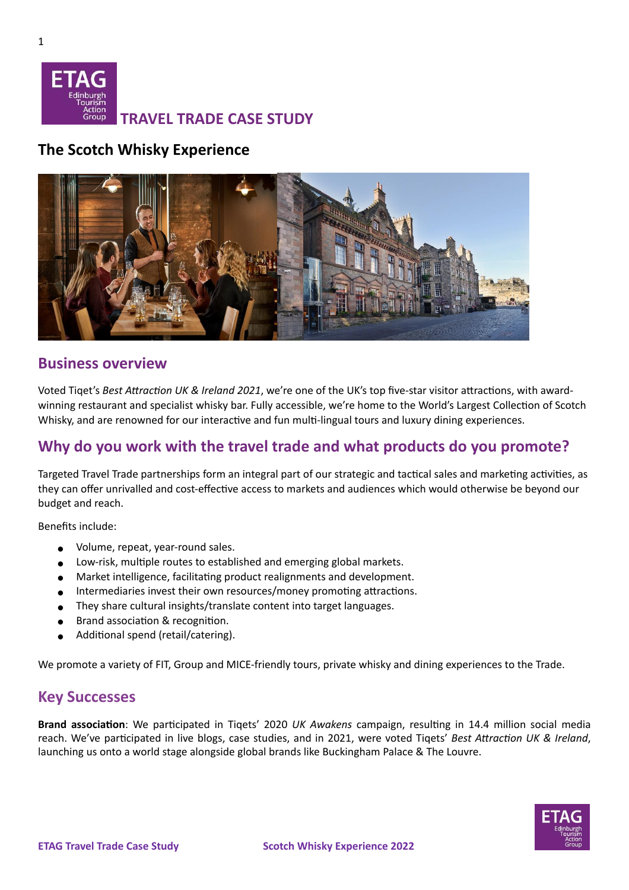# TRAVEL TRADE CASE STUDY

## The Scotch Whisky Experience

## Business overview

Voted Tiqet's *Best Attraction UK & Ireland 2021*, we're one of the UK's top five-star visitor attractions, with award-winning restaurant and specialist whisky bar. Fully accessible, we're home to the World's Largest Collection of Scotch Whisky, and are renowned for our interactive and fun multi-lingual tours and luxury dining experiences.

## Why do you work with the travel trade and what products do you promote?

Targeted Travel Trade partnerships form an integral part of our strategic and tactical sales and marketing activities, as they can offer unrivalled and cost-effective access to markets and audiences which would otherwise be beyond our budget and reach.

Benefits include:

- Volume, repeat, year-round sales.
- Low-risk, multiple routes to established and emerging global markets.
- Market intelligence, facilitating product realignments and development.
- Intermediaries invest their own resources/money promoting attractions.
- They share cultural insights/translate content into target languages.
- Brand association & recognition.
- Additional spend (retail/catering).

We promote a variety of FIT, Group and MICE-friendly tours, private whisky and dining experiences to the Trade.

## Key Successes

**Brand association**: We participated in Tiqets' 2020 *UK Awakens* campaign, resulting in 14.4 million social media reach. We've participated in live blogs, case studies, and in 2021, were voted Tiqets' *Best Attraction UK & Ireland*, launching us onto a world stage alongside global brands like Buckingham Palace & The Louvre.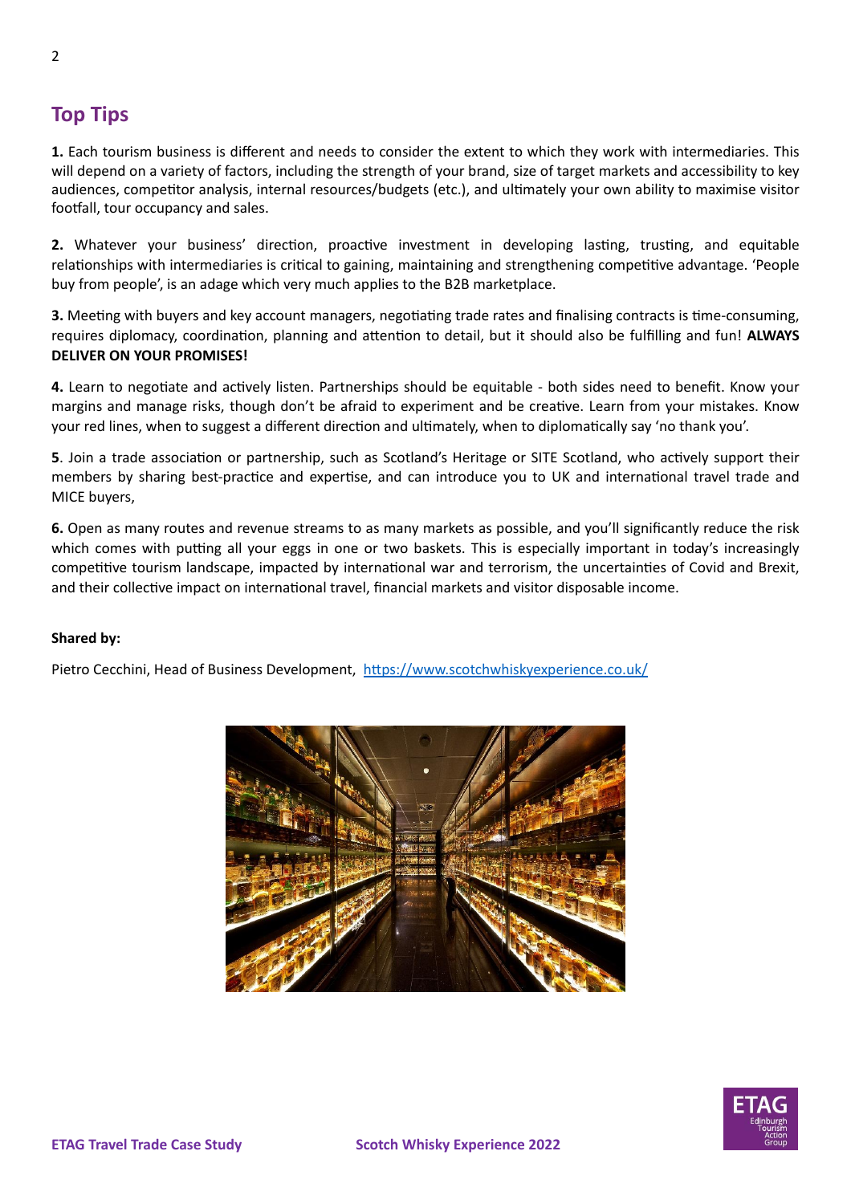## Top Tips

**1.** Each tourism business is different and needs to consider the extent to which they work with intermediaries. This will depend on a variety of factors, including the strength of your brand, size of target markets and accessibility to key audiences, competitor analysis, internal resources/budgets (etc.), and ultimately your own ability to maximise visitor footfall, tour occupancy and sales.

**2.** Whatever your business' direction, proactive investment in developing lasting, trusting, and equitable relationships with intermediaries is critical to gaining, maintaining and strengthening competitive advantage. 'People buy from people', is an adage which very much applies to the B2B marketplace.

**3.** Meeting with buyers and key account managers, negotiating trade rates and finalising contracts is time-consuming, requires diplomacy, coordination, planning and attention to detail, but it should also be fulfilling and fun! **ALWAYS DELIVER ON YOUR PROMISES!**

**4.** Learn to negotiate and actively listen. Partnerships should be equitable - both sides need to benefit. Know your margins and manage risks, though don't be afraid to experiment and be creative. Learn from your mistakes. Know your red lines, when to suggest a different direction and ultimately, when to diplomatically say 'no thank you'.

**5**. Join a trade association or partnership, such as Scotland's Heritage or SITE Scotland, who actively support their members by sharing best-practice and expertise, and can introduce you to UK and international travel trade and MICE buyers,

**6.** Open as many routes and revenue streams to as many markets as possible, and you'll significantly reduce the risk which comes with putting all your eggs in one or two baskets. This is especially important in today's increasingly competitive tourism landscape, impacted by international war and terrorism, the uncertainties of Covid and Brexit, and their collective impact on international travel, financial markets and visitor disposable income.

**Shared by:**

Pietro Cecchini, Head of Business Development, https://www.scotchwhiskyexperience.co.uk/